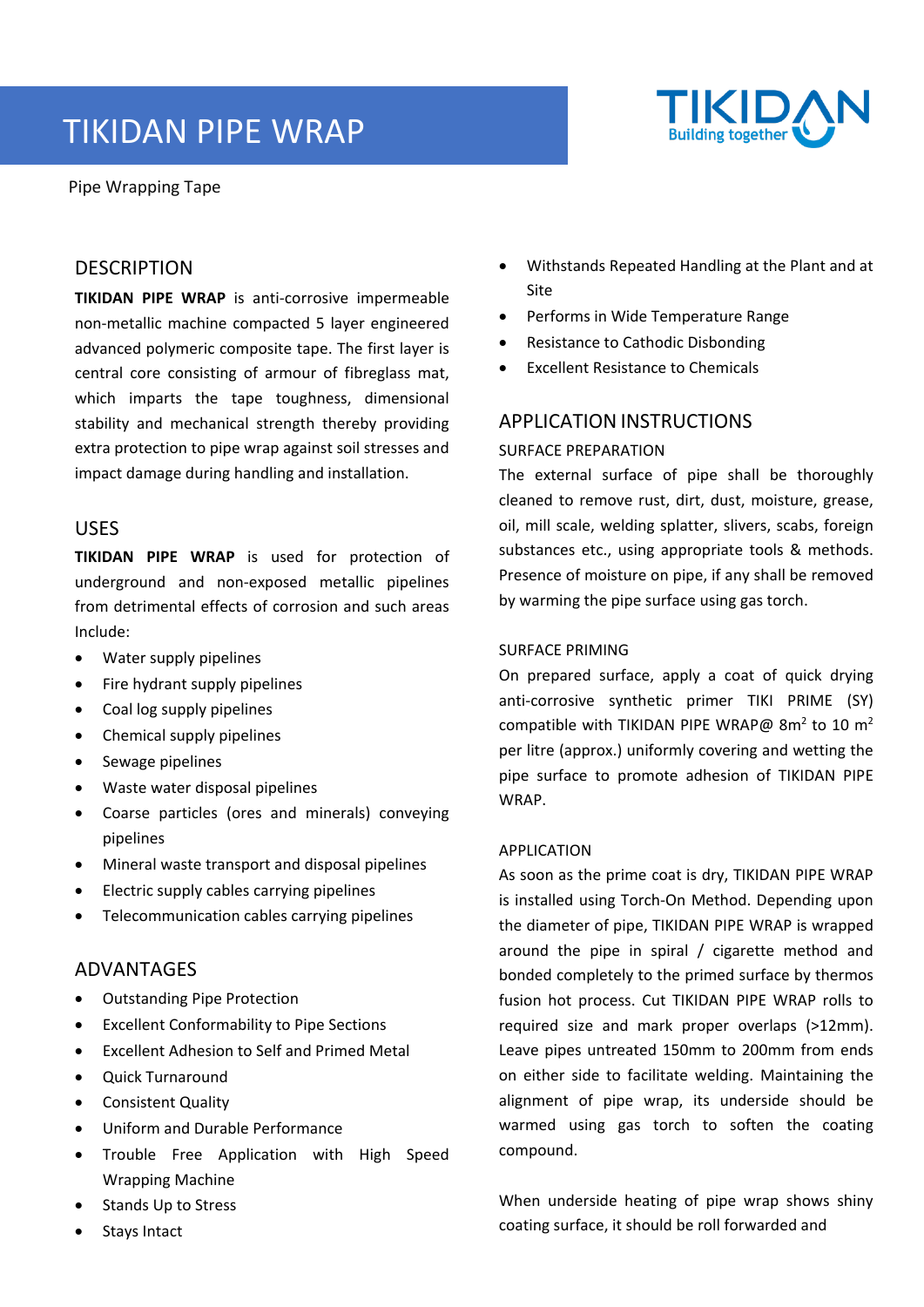# TIKIDAN PIPE WRAP

Pipe Wrapping Tape

## DESCRIPTION

**TIKIDAN PIPE WRAP** is anti-corrosive impermeable non-metallic machine compacted 5 layer engineered advanced polymeric composite tape. The first layer is central core consisting of armour of fibreglass mat, which imparts the tape toughness, dimensional stability and mechanical strength thereby providing extra protection to pipe wrap against soil stresses and impact damage during handling and installation.

## USES

**TIKIDAN PIPE WRAP** is used for protection of underground and non-exposed metallic pipelines from detrimental effects of corrosion and such areas Include:

- Water supply pipelines
- Fire hydrant supply pipelines
- Coal log supply pipelines
- Chemical supply pipelines
- Sewage pipelines
- Waste water disposal pipelines
- Coarse particles (ores and minerals) conveying pipelines
- Mineral waste transport and disposal pipelines
- Electric supply cables carrying pipelines
- Telecommunication cables carrying pipelines

## ADVANTAGES

- Outstanding Pipe Protection
- Excellent Conformability to Pipe Sections
- Excellent Adhesion to Self and Primed Metal
- Quick Turnaround
- Consistent Quality
- Uniform and Durable Performance
- Trouble Free Application with High Speed Wrapping Machine
- Stands Up to Stress
- Stays Intact
- Withstands Repeated Handling at the Plant and at Site
- Performs in Wide Temperature Range
- Resistance to Cathodic Disbonding
- Excellent Resistance to Chemicals

## APPLICATION INSTRUCTIONS

### SURFACE PREPARATION

The external surface of pipe shall be thoroughly cleaned to remove rust, dirt, dust, moisture, grease, oil, mill scale, welding splatter, slivers, scabs, foreign substances etc., using appropriate tools & methods. Presence of moisture on pipe, if any shall be removed by warming the pipe surface using gas torch.

### SURFACE PRIMING

On prepared surface, apply a coat of quick drying anti-corrosive synthetic primer TIKI PRIME (SY) compatible with TIKIDAN PIPE WRAP@ 8m$^2$ to 10 m$^2$ per litre (approx.) uniformly covering and wetting the pipe surface to promote adhesion of TIKIDAN PIPE WRAP.

### APPLICATION

As soon as the prime coat is dry, TIKIDAN PIPE WRAP is installed using Torch-On Method. Depending upon the diameter of pipe, TIKIDAN PIPE WRAP is wrapped around the pipe in spiral / cigarette method and bonded completely to the primed surface by thermos fusion hot process. Cut TIKIDAN PIPE WRAP rolls to required size and mark proper overlaps (>12mm). Leave pipes untreated 150mm to 200mm from ends on either side to facilitate welding. Maintaining the alignment of pipe wrap, its underside should be warmed using gas torch to soften the coating compound.

When underside heating of pipe wrap shows shiny coating surface, it should be roll forwarded and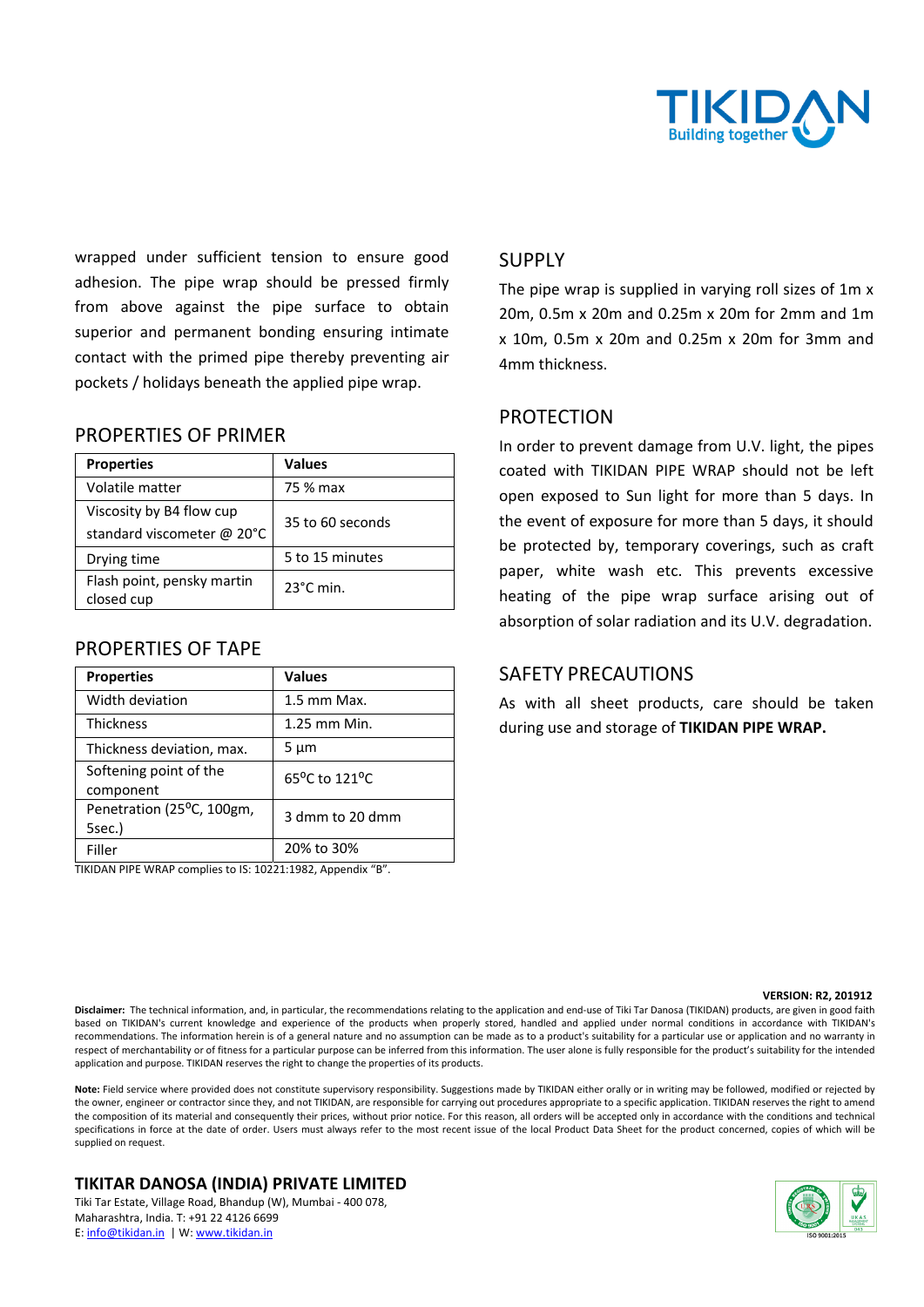wrapped under sufficient tension to ensure good adhesion. The pipe wrap should be pressed firmly from above against the pipe surface to obtain superior and permanent bonding ensuring intimate contact with the primed pipe thereby preventing air pockets / holidays beneath the applied pipe wrap.

## PROPERTIES OF PRIMER

| Properties | Values |
|---|---|
| Volatile matter | 75 % max |
| Viscosity by B4 flow cup standard viscometer @ 20°C | 35 to 60 seconds |
| Drying time | 5 to 15 minutes |
| Flash point, pensky martin closed cup | 23°C min. |

## PROPERTIES OF TAPE

| Properties | Values |
|---|---|
| Width deviation | 1.5 mm Max. |
| Thickness | 1.25 mm Min. |
| Thickness deviation, max. | 5 µm |
| Softening point of the component | 65$^{o}$C to 121$^{o}$C |
| Penetration (25$^{o}$C, 100gm, 5sec.) | 3 dmm to 20 dmm |
| Filler | 20% to 30% |

TIKIDAN PIPE WRAP complies to IS: 10221:1982, Appendix "B".

## SUPPLY

The pipe wrap is supplied in varying roll sizes of 1m x 20m, 0.5m x 20m and 0.25m x 20m for 2mm and 1m x 10m, 0.5m x 20m and 0.25m x 20m for 3mm and 4mm thickness.

## PROTECTION

In order to prevent damage from U.V. light, the pipes coated with TIKIDAN PIPE WRAP should not be left open exposed to Sun light for more than 5 days. In the event of exposure for more than 5 days, it should be protected by, temporary coverings, such as craft paper, white wash etc. This prevents excessive heating of the pipe wrap surface arising out of absorption of solar radiation and its U.V. degradation.

## SAFETY PRECAUTIONS

As with all sheet products, care should be taken during use and storage of **TIKIDAN PIPE WRAP.**

**VERSION: R2, 201912**

**Disclaimer:** The technical information, and, in particular, the recommendations relating to the application and end-use of Tiki Tar Danosa (TIKIDAN) products, are given in good faith based on TIKIDAN's current knowledge and experience of the products when properly stored, handled and applied under normal conditions in accordance with TIKIDAN's recommendations. The information herein is of a general nature and no assumption can be made as to a product's suitability for a particular use or application and no warranty in respect of merchantability or of fitness for a particular purpose can be inferred from this information. The user alone is fully responsible for the product's suitability for the intended application and purpose. TIKIDAN reserves the right to change the properties of its products.

**Note:** Field service where provided does not constitute supervisory responsibility. Suggestions made by TIKIDAN either orally or in writing may be followed, modified or rejected by the owner, engineer or contractor since they, and not TIKIDAN, are responsible for carrying out procedures appropriate to a specific application. TIKIDAN reserves the right to amend the composition of its material and consequently their prices, without prior notice. For this reason, all orders will be accepted only in accordance with the conditions and technical specifications in force at the date of order. Users must always refer to the most recent issue of the local Product Data Sheet for the product concerned, copies of which will be supplied on request.

**TIKITAR DANOSA (INDIA) PRIVATE LIMITED**

Tiki Tar Estate, Village Road, Bhandup (W), Mumbai - 400 078, Maharashtra, India. T: +91 22 4126 6699
E: info@tikidan.in | W: www.tikidan.in

ISO 9001:2015